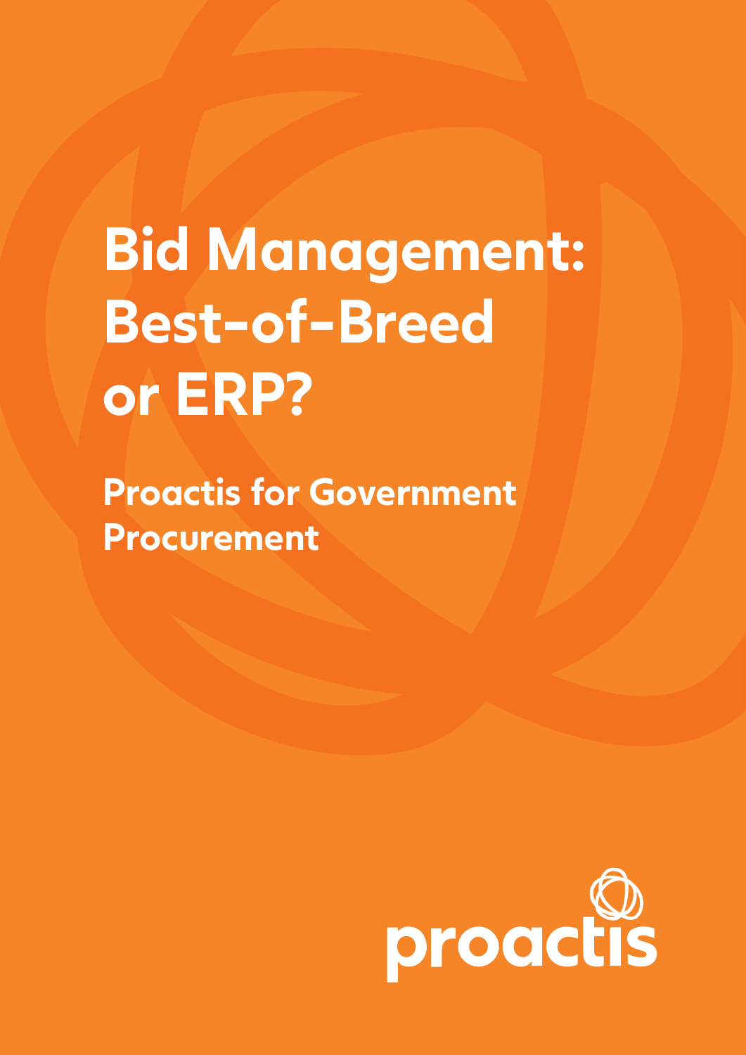# Bid Management: Best-of-Breed or ERP?

## Proactis for Government Procurement

proactis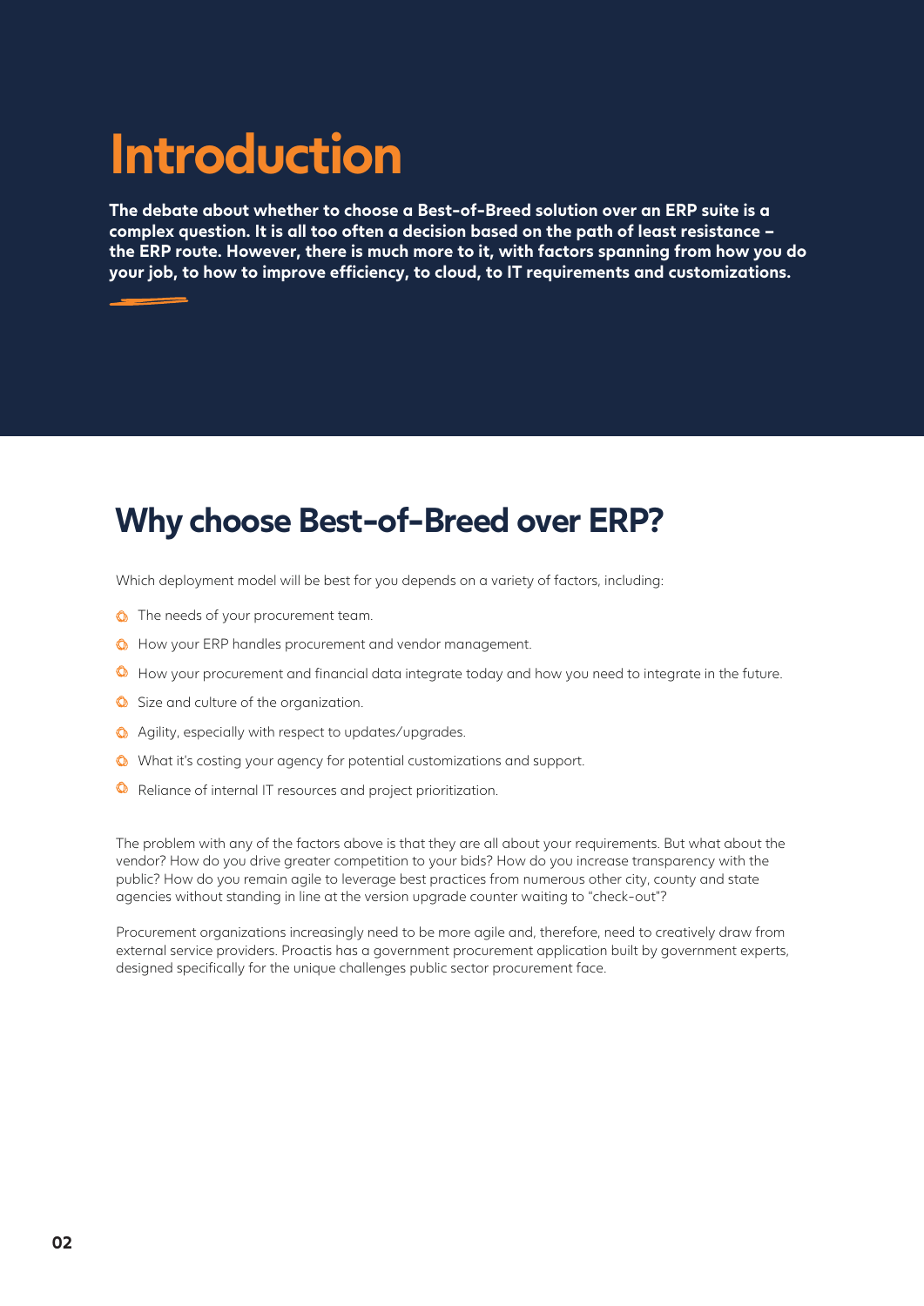# Introduction

**The debate about whether to choose a Best-of-Breed solution over an ERP suite is a complex question. It is all too often a decision based on the path of least resistance – the ERP route. However, there is much more to it, with factors spanning from how you do your job, to how to improve efficiency, to cloud, to IT requirements and customizations.**

## Why choose Best-of-Breed over ERP?

Which deployment model will be best for you depends on a variety of factors, including:

- The needs of your procurement team.
- How your ERP handles procurement and vendor management.
- How your procurement and financial data integrate today and how you need to integrate in the future.
- Size and culture of the organization.
- Agility, especially with respect to updates/upgrades.
- What it's costing your agency for potential customizations and support.
- Reliance of internal IT resources and project prioritization.

The problem with any of the factors above is that they are all about your requirements. But what about the vendor? How do you drive greater competition to your bids? How do you increase transparency with the public? How do you remain agile to leverage best practices from numerous other city, county and state agencies without standing in line at the version upgrade counter waiting to "check-out"?

Procurement organizations increasingly need to be more agile and, therefore, need to creatively draw from external service providers. Proactis has a government procurement application built by government experts, designed specifically for the unique challenges public sector procurement face.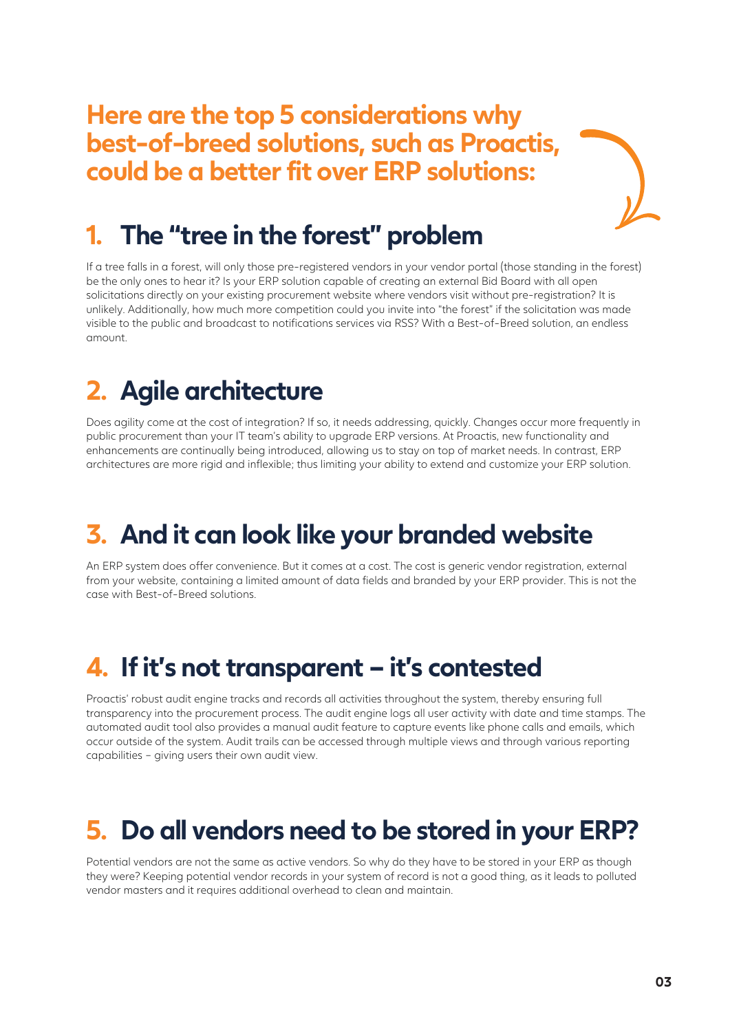## Here are the top 5 considerations why best-of-breed solutions, such as Proactis, could be a better fit over ERP solutions:

## 1. The "tree in the forest" problem

If a tree falls in a forest, will only those pre-registered vendors in your vendor portal (those standing in the forest) be the only ones to hear it? Is your ERP solution capable of creating an external Bid Board with all open solicitations directly on your existing procurement website where vendors visit without pre-registration? It is unlikely. Additionally, how much more competition could you invite into "the forest" if the solicitation was made visible to the public and broadcast to notifications services via RSS? With a Best-of-Breed solution, an endless amount.

## 2. Agile architecture

Does agility come at the cost of integration? If so, it needs addressing, quickly. Changes occur more frequently in public procurement than your IT team's ability to upgrade ERP versions. At Proactis, new functionality and enhancements are continually being introduced, allowing us to stay on top of market needs. In contrast, ERP architectures are more rigid and inflexible; thus limiting your ability to extend and customize your ERP solution.

## 3. And it can look like your branded website

An ERP system does offer convenience. But it comes at a cost. The cost is generic vendor registration, external from your website, containing a limited amount of data fields and branded by your ERP provider. This is not the case with Best-of-Breed solutions.

## 4. If it's not transparent – it's contested

Proactis' robust audit engine tracks and records all activities throughout the system, thereby ensuring full transparency into the procurement process. The audit engine logs all user activity with date and time stamps. The automated audit tool also provides a manual audit feature to capture events like phone calls and emails, which occur outside of the system. Audit trails can be accessed through multiple views and through various reporting capabilities – giving users their own audit view.

## 5. Do all vendors need to be stored in your ERP?

Potential vendors are not the same as active vendors. So why do they have to be stored in your ERP as though they were? Keeping potential vendor records in your system of record is not a good thing, as it leads to polluted vendor masters and it requires additional overhead to clean and maintain.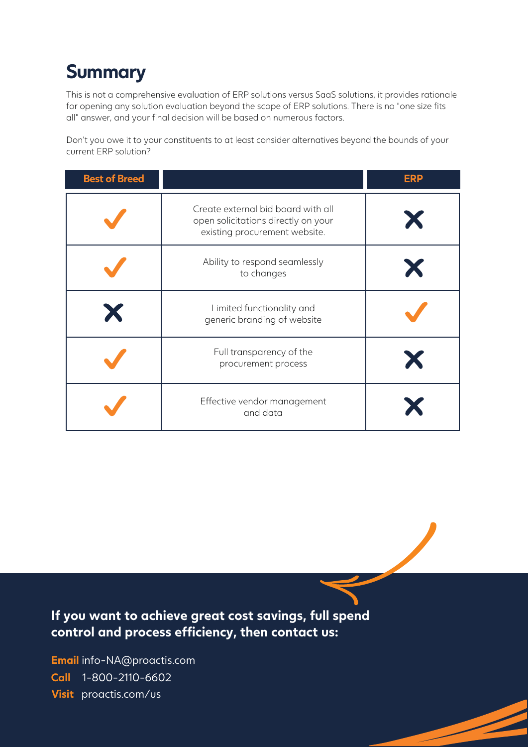## Summary

This is not a comprehensive evaluation of ERP solutions versus SaaS solutions, it provides rationale for opening any solution evaluation beyond the scope of ERP solutions. There is no "one size fits all" answer, and your final decision will be based on numerous factors.

Don't you owe it to your constituents to at least consider alternatives beyond the bounds of your current ERP solution?

| Best of Breed | | ERP |
|---|---|---|
| ✓ | Create external bid board with all open solicitations directly on your existing procurement website. | ✗ |
| ✓ | Ability to respond seamlessly to changes | ✗ |
| ✗ | Limited functionality and generic branding of website | ✓ |
| ✓ | Full transparency of the procurement process | ✗ |
| ✓ | Effective vendor management and data | ✗ |

**If you want to achieve great cost savings, full spend control and process efficiency, then contact us:**

**Email** info-NA@proactis.com
**Call** 1-800-2110-6602
**Visit** proactis.com/us